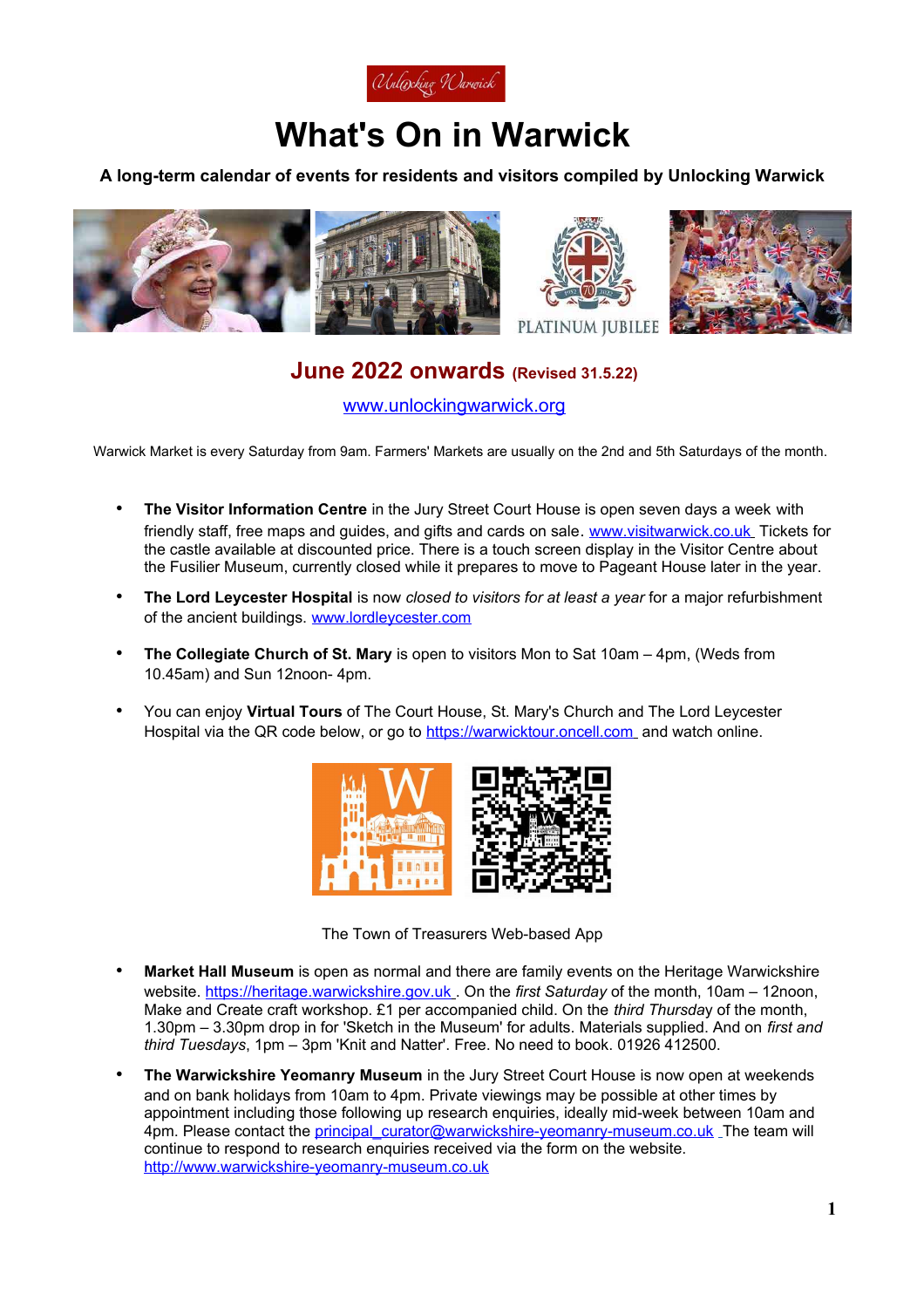# What's On in Warwick

**A long-term calendar of events for residents and visitors compiled by Unlocking Warwick**

## June 2022 onwards (Revised 31.5.22)

www.unlockingwarwick.org

Warwick Market is every Saturday from 9am. Farmers' Markets are usually on the 2nd and 5th Saturdays of the month.

- **The Visitor Information Centre** in the Jury Street Court House is open seven days a week with friendly staff, free maps and guides, and gifts and cards on sale. www.visitwarwick.co.uk Tickets for the castle available at discounted price. There is a touch screen display in the Visitor Centre about the Fusilier Museum, currently closed while it prepares to move to Pageant House later in the year.
- **The Lord Leycester Hospital** is now *closed to visitors for at least a year* for a major refurbishment of the ancient buildings. www.lordleycester.com
- **The Collegiate Church of St. Mary** is open to visitors Mon to Sat 10am – 4pm, (Weds from 10.45am) and Sun 12noon- 4pm.
- You can enjoy **Virtual Tours** of The Court House, St. Mary's Church and The Lord Leycester Hospital via the QR code below, or go to https://warwicktour.oncell.com and watch online.

The Town of Treasurers Web-based App

- **Market Hall Museum** is open as normal and there are family events on the Heritage Warwickshire website. https://heritage.warwickshire.gov.uk . On the *first Saturday* of the month, 10am – 12noon, Make and Create craft workshop. £1 per accompanied child. On the *third Thursday* of the month, 1.30pm – 3.30pm drop in for 'Sketch in the Museum' for adults. Materials supplied. And on *first and third Tuesdays*, 1pm – 3pm 'Knit and Natter'. Free. No need to book. 01926 412500.
- **The Warwickshire Yeomanry Museum** in the Jury Street Court House is now open at weekends and on bank holidays from 10am to 4pm. Private viewings may be possible at other times by appointment including those following up research enquiries, ideally mid-week between 10am and 4pm. Please contact the principal_curator@warwickshire-yeomanry-museum.co.uk The team will continue to respond to research enquiries received via the form on the website. http://www.warwickshire-yeomanry-museum.co.uk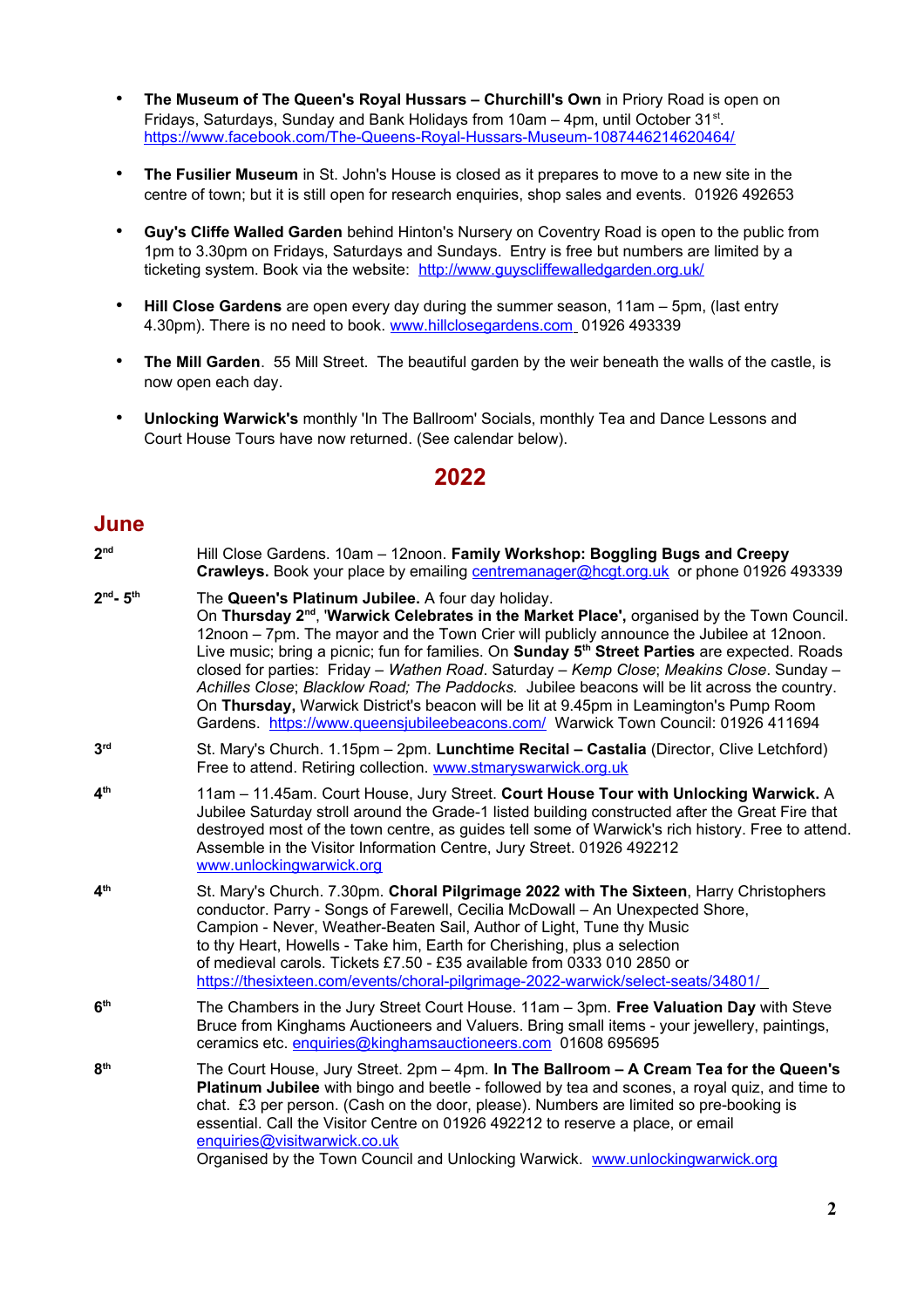- **The Museum of The Queen's Royal Hussars – Churchill's Own** in Priory Road is open on Fridays, Saturdays, Sunday and Bank Holidays from 10am – 4pm, until October 31st. https://www.facebook.com/The-Queens-Royal-Hussars-Museum-1087446214620464/

- **The Fusilier Museum** in St. John's House is closed as it prepares to move to a new site in the centre of town; but it is still open for research enquiries, shop sales and events. 01926 492653

- **Guy's Cliffe Walled Garden** behind Hinton's Nursery on Coventry Road is open to the public from 1pm to 3.30pm on Fridays, Saturdays and Sundays. Entry is free but numbers are limited by a ticketing system. Book via the website: http://www.guyscliffewalledgarden.org.uk/

- **Hill Close Gardens** are open every day during the summer season, 11am – 5pm, (last entry 4.30pm). There is no need to book. www.hillclosegardens.com 01926 493339

- **The Mill Garden**. 55 Mill Street. The beautiful garden by the weir beneath the walls of the castle, is now open each day.

- **Unlocking Warwick's** monthly 'In The Ballroom' Socials, monthly Tea and Dance Lessons and Court House Tours have now returned. (See calendar below).

# 2022

## June

**2nd** — Hill Close Gardens. 10am – 12noon. **Family Workshop: Boggling Bugs and Creepy Crawleys.** Book your place by emailing centremanager@hcgt.org.uk or phone 01926 493339

**2nd- 5th** — The **Queen's Platinum Jubilee.** A four day holiday.
On **Thursday 2nd**, '**Warwick Celebrates in the Market Place',** organised by the Town Council. 12noon – 7pm. The mayor and the Town Crier will publicly announce the Jubilee at 12noon. Live music; bring a picnic; fun for families. On **Sunday 5th Street Parties** are expected. Roads closed for parties: Friday – *Wathen Road*. Saturday – *Kemp Close*; *Meakins Close*. Sunday – *Achilles Close*; *Blacklow Road; The Paddocks.* Jubilee beacons will be lit across the country. On **Thursday,** Warwick District's beacon will be lit at 9.45pm in Leamington's Pump Room Gardens. https://www.queensjubileebeacons.com/ Warwick Town Council: 01926 411694

**3rd** — St. Mary's Church. 1.15pm – 2pm. **Lunchtime Recital – Castalia** (Director, Clive Letchford) Free to attend. Retiring collection. www.stmaryswarwick.org.uk

**4th** — 11am – 11.45am. Court House, Jury Street. **Court House Tour with Unlocking Warwick.** A Jubilee Saturday stroll around the Grade-1 listed building constructed after the Great Fire that destroyed most of the town centre, as guides tell some of Warwick's rich history. Free to attend. Assemble in the Visitor Information Centre, Jury Street. 01926 492212 www.unlockingwarwick.org

**4th** — St. Mary's Church. 7.30pm. **Choral Pilgrimage 2022 with The Sixteen**, Harry Christophers conductor. Parry - Songs of Farewell, Cecilia McDowall – An Unexpected Shore, Campion - Never, Weather-Beaten Sail, Author of Light, Tune thy Music to thy Heart, Howells - Take him, Earth for Cherishing, plus a selection of medieval carols. Tickets £7.50 - £35 available from 0333 010 2850 or https://thesixteen.com/events/choral-pilgrimage-2022-warwick/select-seats/34801/

**6th** — The Chambers in the Jury Street Court House. 11am – 3pm. **Free Valuation Day** with Steve Bruce from Kinghams Auctioneers and Valuers. Bring small items - your jewellery, paintings, ceramics etc. enquiries@kinghamsauctioneers.com 01608 695695

**8th** — The Court House, Jury Street. 2pm – 4pm. **In The Ballroom – A Cream Tea for the Queen's Platinum Jubilee** with bingo and beetle - followed by tea and scones, a royal quiz, and time to chat. £3 per person. (Cash on the door, please). Numbers are limited so pre-booking is essential. Call the Visitor Centre on 01926 492212 to reserve a place, or email enquiries@visitwarwick.co.uk
Organised by the Town Council and Unlocking Warwick. www.unlockingwarwick.org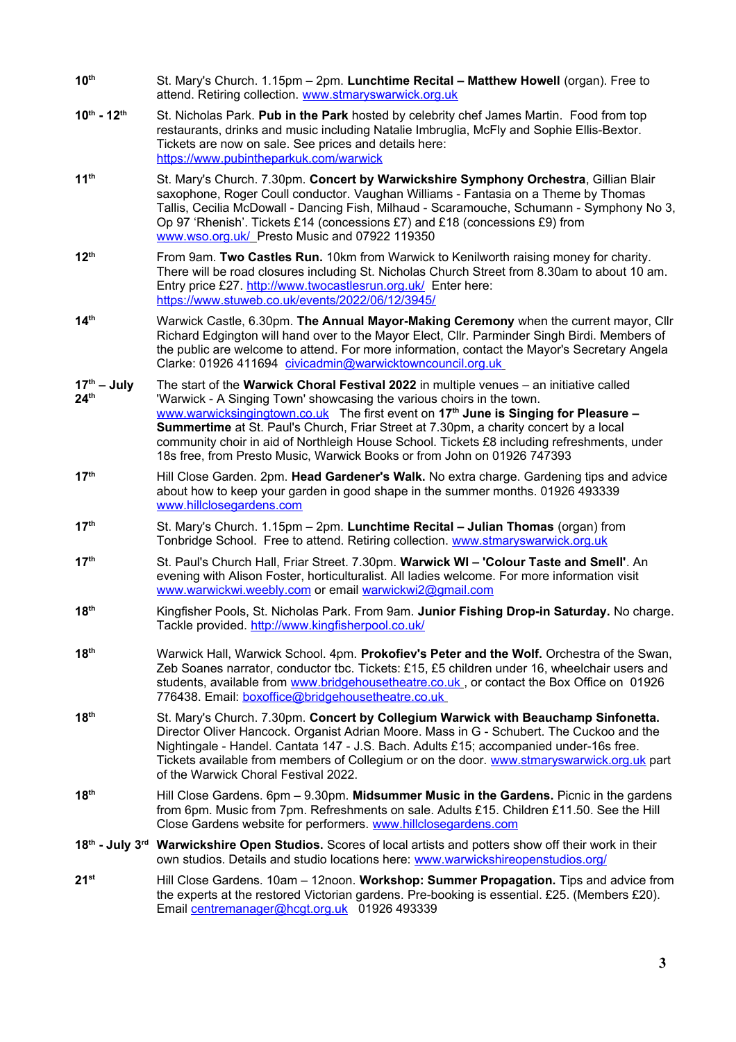| | |
|---|---|
| 10th | St. Mary's Church. 1.15pm – 2pm. **Lunchtime Recital – Matthew Howell** (organ). Free to attend. Retiring collection. www.stmaryswarwick.org.uk |
| 10th - 12th | St. Nicholas Park. **Pub in the Park** hosted by celebrity chef James Martin. Food from top restaurants, drinks and music including Natalie Imbruglia, McFly and Sophie Ellis-Bextor. Tickets are now on sale. See prices and details here: https://www.pubintheparkuk.com/warwick |
| 11th | St. Mary's Church. 7.30pm. **Concert by Warwickshire Symphony Orchestra**, Gillian Blair saxophone, Roger Coull conductor. Vaughan Williams - Fantasia on a Theme by Thomas Tallis, Cecilia McDowall - Dancing Fish, Milhaud - Scaramouche, Schumann - Symphony No 3, Op 97 'Rhenish'. Tickets £14 (concessions £7) and £18 (concessions £9) from www.wso.org.uk/ Presto Music and 07922 119350 |
| 12th | From 9am. **Two Castles Run.** 10km from Warwick to Kenilworth raising money for charity. There will be road closures including St. Nicholas Church Street from 8.30am to about 10 am. Entry price £27. http://www.twocastlesrun.org.uk/ Enter here: https://www.stuweb.co.uk/events/2022/06/12/3945/ |
| 14th | Warwick Castle, 6.30pm. **The Annual Mayor-Making Ceremony** when the current mayor, Cllr Richard Edgington will hand over to the Mayor Elect, Cllr. Parminder Singh Birdi. Members of the public are welcome to attend. For more information, contact the Mayor's Secretary Angela Clarke: 01926 411694 civicadmin@warwicktowncouncil.org.uk |
| 17th – July 24th | The start of the **Warwick Choral Festival 2022** in multiple venues – an initiative called 'Warwick - A Singing Town' showcasing the various choirs in the town. www.warwicksingingtown.co.uk The first event on **17th June is Singing for Pleasure – Summertime** at St. Paul's Church, Friar Street at 7.30pm, a charity concert by a local community choir in aid of Northleigh House School. Tickets £8 including refreshments, under 18s free, from Presto Music, Warwick Books or from John on 01926 747393 |
| 17th | Hill Close Garden. 2pm. **Head Gardener's Walk.** No extra charge. Gardening tips and advice about how to keep your garden in good shape in the summer months. 01926 493339 www.hillclosegardens.com |
| 17th | St. Mary's Church. 1.15pm – 2pm. **Lunchtime Recital – Julian Thomas** (organ) from Tonbridge School. Free to attend. Retiring collection. www.stmaryswarwick.org.uk |
| 17th | St. Paul's Church Hall, Friar Street. 7.30pm. **Warwick WI – 'Colour Taste and Smell'**. An evening with Alison Foster, horticulturalist. All ladies welcome. For more information visit www.warwickwi.weebly.com or email warwickwi2@gmail.com |
| 18th | Kingfisher Pools, St. Nicholas Park. From 9am. **Junior Fishing Drop-in Saturday.** No charge. Tackle provided. http://www.kingfisherpool.co.uk/ |
| 18th | Warwick Hall, Warwick School. 4pm. **Prokofiev's Peter and the Wolf.** Orchestra of the Swan, Zeb Soanes narrator, conductor tbc. Tickets: £15, £5 children under 16, wheelchair users and students, available from www.bridgehousetheatre.co.uk , or contact the Box Office on 01926 776438. Email: boxoffice@bridgehousetheatre.co.uk |
| 18th | St. Mary's Church. 7.30pm. **Concert by Collegium Warwick with Beauchamp Sinfonetta.** Director Oliver Hancock. Organist Adrian Moore. Mass in G - Schubert. The Cuckoo and the Nightingale - Handel. Cantata 147 - J.S. Bach. Adults £15; accompanied under-16s free. Tickets available from members of Collegium or on the door. www.stmaryswarwick.org.uk part of the Warwick Choral Festival 2022. |
| 18th | Hill Close Gardens. 6pm – 9.30pm. **Midsummer Music in the Gardens.** Picnic in the gardens from 6pm. Music from 7pm. Refreshments on sale. Adults £15. Children £11.50. See the Hill Close Gardens website for performers. www.hillclosegardens.com |
| 18th - July 3rd | **Warwickshire Open Studios.** Scores of local artists and potters show off their work in their own studios. Details and studio locations here: www.warwickshireopenstudios.org/ |
| 21st | Hill Close Gardens. 10am – 12noon. **Workshop: Summer Propagation.** Tips and advice from the experts at the restored Victorian gardens. Pre-booking is essential. £25. (Members £20). Email centremanager@hcgt.org.uk 01926 493339 |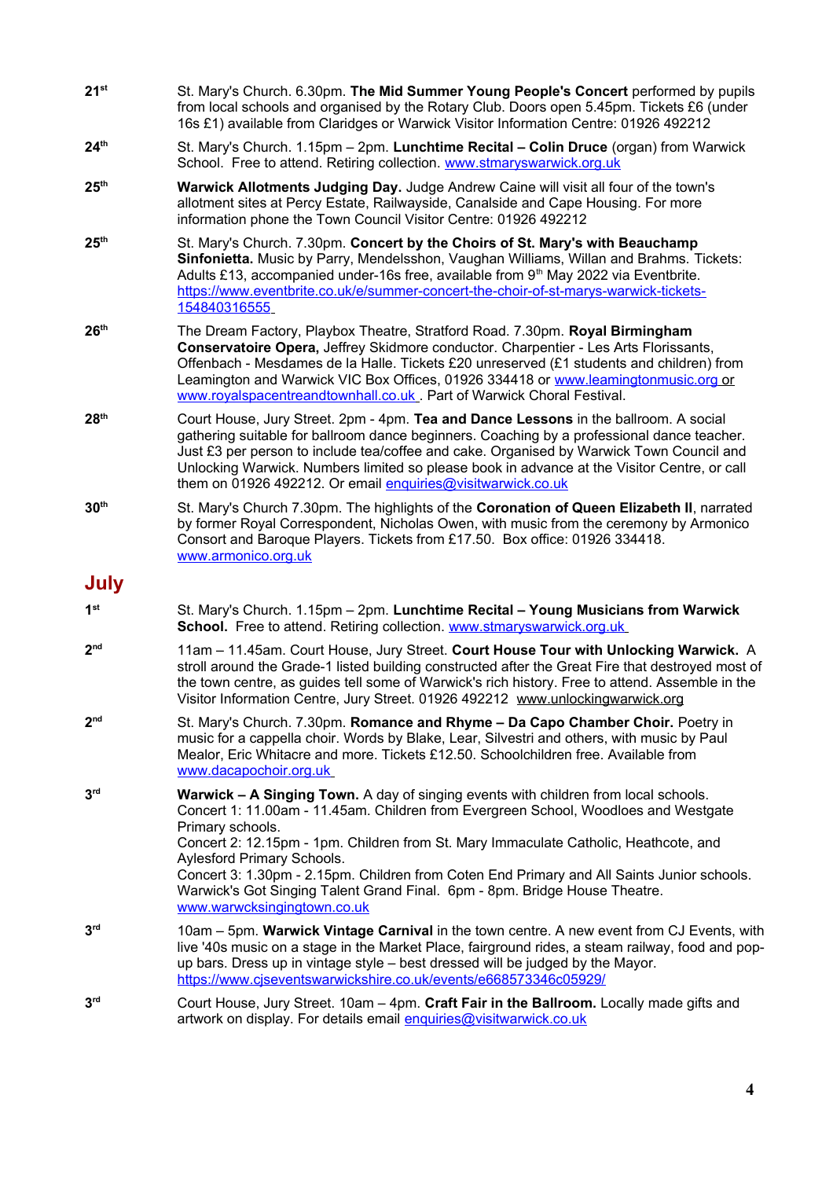**21st** St. Mary's Church. 6.30pm. **The Mid Summer Young People's Concert** performed by pupils from local schools and organised by the Rotary Club. Doors open 5.45pm. Tickets £6 (under 16s £1) available from Claridges or Warwick Visitor Information Centre: 01926 492212

**24th** St. Mary's Church. 1.15pm – 2pm. **Lunchtime Recital – Colin Druce** (organ) from Warwick School. Free to attend. Retiring collection. www.stmaryswarwick.org.uk

**25th** **Warwick Allotments Judging Day.** Judge Andrew Caine will visit all four of the town's allotment sites at Percy Estate, Railwayside, Canalside and Cape Housing. For more information phone the Town Council Visitor Centre: 01926 492212

**25th** St. Mary's Church. 7.30pm. **Concert by the Choirs of St. Mary's with Beauchamp Sinfonietta.** Music by Parry, Mendelsshon, Vaughan Williams, Willan and Brahms. Tickets: Adults £13, accompanied under-16s free, available from 9th May 2022 via Eventbrite. https://www.eventbrite.co.uk/e/summer-concert-the-choir-of-st-marys-warwick-tickets-154840316555

**26th** The Dream Factory, Playbox Theatre, Stratford Road. 7.30pm. **Royal Birmingham Conservatoire Opera,** Jeffrey Skidmore conductor. Charpentier - Les Arts Florissants, Offenbach - Mesdames de la Halle. Tickets £20 unreserved (£1 students and children) from Leamington and Warwick VIC Box Offices, 01926 334418 or www.leamingtonmusic.org or www.royalspacentreandtownhall.co.uk . Part of Warwick Choral Festival.

**28th** Court House, Jury Street. 2pm - 4pm. **Tea and Dance Lessons** in the ballroom. A social gathering suitable for ballroom dance beginners. Coaching by a professional dance teacher. Just £3 per person to include tea/coffee and cake. Organised by Warwick Town Council and Unlocking Warwick. Numbers limited so please book in advance at the Visitor Centre, or call them on 01926 492212. Or email enquiries@visitwarwick.co.uk

**30th** St. Mary's Church 7.30pm. The highlights of the **Coronation of Queen Elizabeth II**, narrated by former Royal Correspondent, Nicholas Owen, with music from the ceremony by Armonico Consort and Baroque Players. Tickets from £17.50. Box office: 01926 334418. www.armonico.org.uk

## July

**1st** St. Mary's Church. 1.15pm – 2pm. **Lunchtime Recital – Young Musicians from Warwick School.** Free to attend. Retiring collection. www.stmaryswarwick.org.uk

**2nd** 11am – 11.45am. Court House, Jury Street. **Court House Tour with Unlocking Warwick.** A stroll around the Grade-1 listed building constructed after the Great Fire that destroyed most of the town centre, as guides tell some of Warwick's rich history. Free to attend. Assemble in the Visitor Information Centre, Jury Street. 01926 492212 www.unlockingwarwick.org

**2nd** St. Mary's Church. 7.30pm. **Romance and Rhyme – Da Capo Chamber Choir.** Poetry in music for a cappella choir. Words by Blake, Lear, Silvestri and others, with music by Paul Mealor, Eric Whitacre and more. Tickets £12.50. Schoolchildren free. Available from www.dacapochoir.org.uk

**3rd** **Warwick – A Singing Town.** A day of singing events with children from local schools.
Concert 1: 11.00am - 11.45am. Children from Evergreen School, Woodloes and Westgate Primary schools.
Concert 2: 12.15pm - 1pm. Children from St. Mary Immaculate Catholic, Heathcote, and Aylesford Primary Schools.
Concert 3: 1.30pm - 2.15pm. Children from Coten End Primary and All Saints Junior schools.
Warwick's Got Singing Talent Grand Final. 6pm - 8pm. Bridge House Theatre.
www.warwcksingingtown.co.uk

**3rd** 10am – 5pm. **Warwick Vintage Carnival** in the town centre. A new event from CJ Events, with live '40s music on a stage in the Market Place, fairground rides, a steam railway, food and pop-up bars. Dress up in vintage style – best dressed will be judged by the Mayor. https://www.cjseventswarwickshire.co.uk/events/e668573346c05929/

**3rd** Court House, Jury Street. 10am – 4pm. **Craft Fair in the Ballroom.** Locally made gifts and artwork on display. For details email enquiries@visitwarwick.co.uk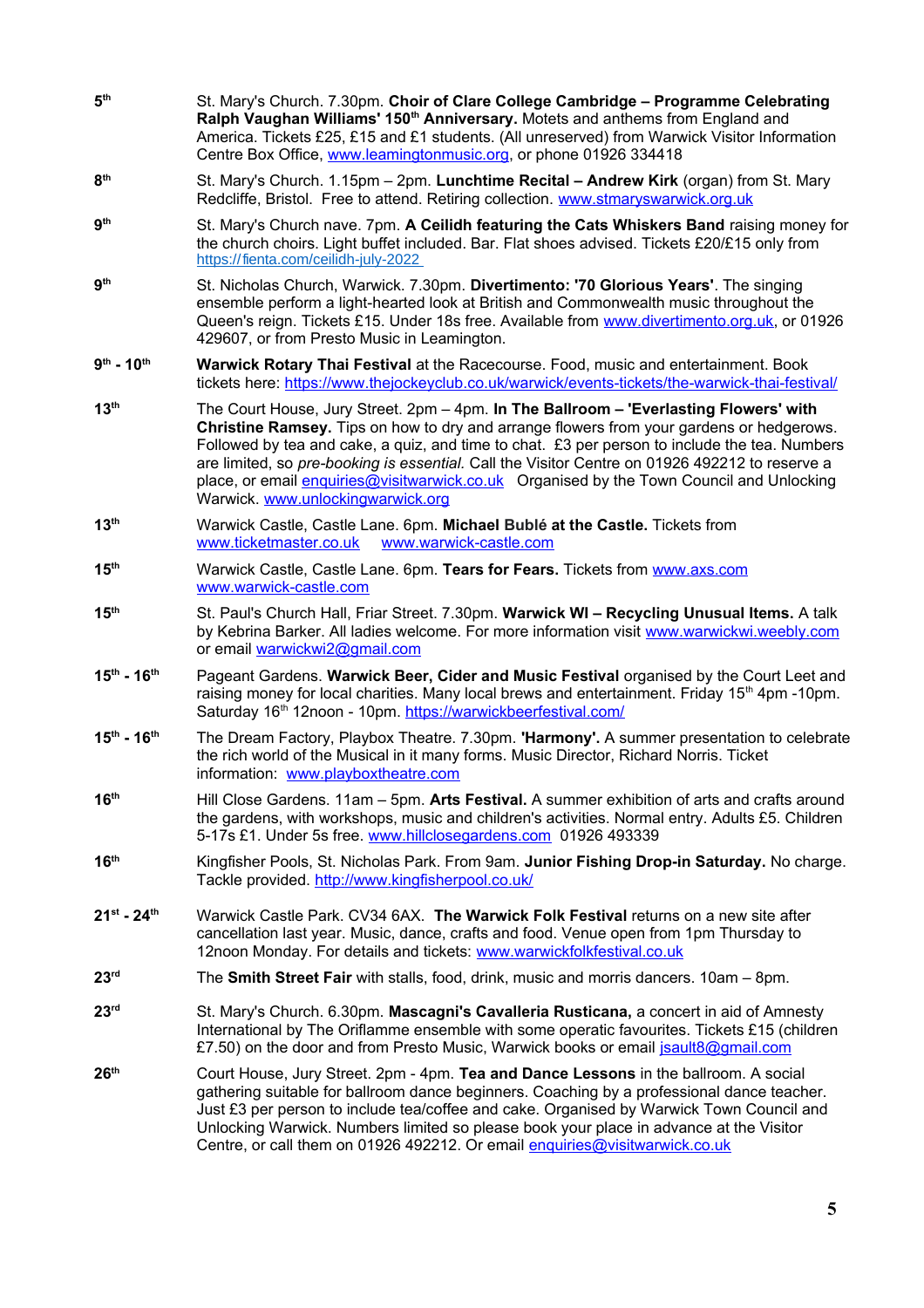**5th** St. Mary's Church. 7.30pm. **Choir of Clare College Cambridge – Programme Celebrating Ralph Vaughan Williams' 150th Anniversary.** Motets and anthems from England and America. Tickets £25, £15 and £1 students. (All unreserved) from Warwick Visitor Information Centre Box Office, www.leamingtonmusic.org, or phone 01926 334418

**8th** St. Mary's Church. 1.15pm – 2pm. **Lunchtime Recital – Andrew Kirk** (organ) from St. Mary Redcliffe, Bristol. Free to attend. Retiring collection. www.stmaryswarwick.org.uk

**9th** St. Mary's Church nave. 7pm. **A Ceilidh featuring the Cats Whiskers Band** raising money for the church choirs. Light buffet included. Bar. Flat shoes advised. Tickets £20/£15 only from https://fienta.com/ceilidh-july-2022

**9th** St. Nicholas Church, Warwick. 7.30pm. **Divertimento: '70 Glorious Years'**. The singing ensemble perform a light-hearted look at British and Commonwealth music throughout the Queen's reign. Tickets £15. Under 18s free. Available from www.divertimento.org.uk, or 01926 429607, or from Presto Music in Leamington.

**9th - 10th** **Warwick Rotary Thai Festival** at the Racecourse. Food, music and entertainment. Book tickets here: https://www.thejockeyclub.co.uk/warwick/events-tickets/the-warwick-thai-festival/

**13th** The Court House, Jury Street. 2pm – 4pm. **In The Ballroom – 'Everlasting Flowers' with Christine Ramsey.** Tips on how to dry and arrange flowers from your gardens or hedgerows. Followed by tea and cake, a quiz, and time to chat. £3 per person to include the tea. Numbers are limited, so *pre-booking is essential.* Call the Visitor Centre on 01926 492212 to reserve a place, or email enquiries@visitwarwick.co.uk Organised by the Town Council and Unlocking Warwick. www.unlockingwarwick.org

**13th** Warwick Castle, Castle Lane. 6pm. **Michael Bublé at the Castle.** Tickets from www.ticketmaster.co.uk www.warwick-castle.com

**15th** Warwick Castle, Castle Lane. 6pm. **Tears for Fears.** Tickets from www.axs.com www.warwick-castle.com

**15th** St. Paul's Church Hall, Friar Street. 7.30pm. **Warwick WI – Recycling Unusual Items.** A talk by Kebrina Barker. All ladies welcome. For more information visit www.warwickwi.weebly.com or email warwickwi2@gmail.com

**15th - 16th** Pageant Gardens. **Warwick Beer, Cider and Music Festival** organised by the Court Leet and raising money for local charities. Many local brews and entertainment. Friday 15th 4pm -10pm. Saturday 16th 12noon - 10pm. https://warwickbeerfestival.com/

**15th - 16th** The Dream Factory, Playbox Theatre. 7.30pm. **'Harmony'.** A summer presentation to celebrate the rich world of the Musical in it many forms. Music Director, Richard Norris. Ticket information: www.playboxtheatre.com

**16th** Hill Close Gardens. 11am – 5pm. **Arts Festival.** A summer exhibition of arts and crafts around the gardens, with workshops, music and children's activities. Normal entry. Adults £5. Children 5-17s £1. Under 5s free. www.hillclosegardens.com 01926 493339

**16th** Kingfisher Pools, St. Nicholas Park. From 9am. **Junior Fishing Drop-in Saturday.** No charge. Tackle provided. http://www.kingfisherpool.co.uk/

**21st - 24th** Warwick Castle Park. CV34 6AX. **The Warwick Folk Festival** returns on a new site after cancellation last year. Music, dance, crafts and food. Venue open from 1pm Thursday to 12noon Monday. For details and tickets: www.warwickfolkfestival.co.uk

**23rd** The **Smith Street Fair** with stalls, food, drink, music and morris dancers. 10am – 8pm.

**23rd** St. Mary's Church. 6.30pm. **Mascagni's Cavalleria Rusticana,** a concert in aid of Amnesty International by The Oriflamme ensemble with some operatic favourites. Tickets £15 (children £7.50) on the door and from Presto Music, Warwick books or email jsault8@gmail.com

**26th** Court House, Jury Street. 2pm - 4pm. **Tea and Dance Lessons** in the ballroom. A social gathering suitable for ballroom dance beginners. Coaching by a professional dance teacher. Just £3 per person to include tea/coffee and cake. Organised by Warwick Town Council and Unlocking Warwick. Numbers limited so please book your place in advance at the Visitor Centre, or call them on 01926 492212. Or email enquiries@visitwarwick.co.uk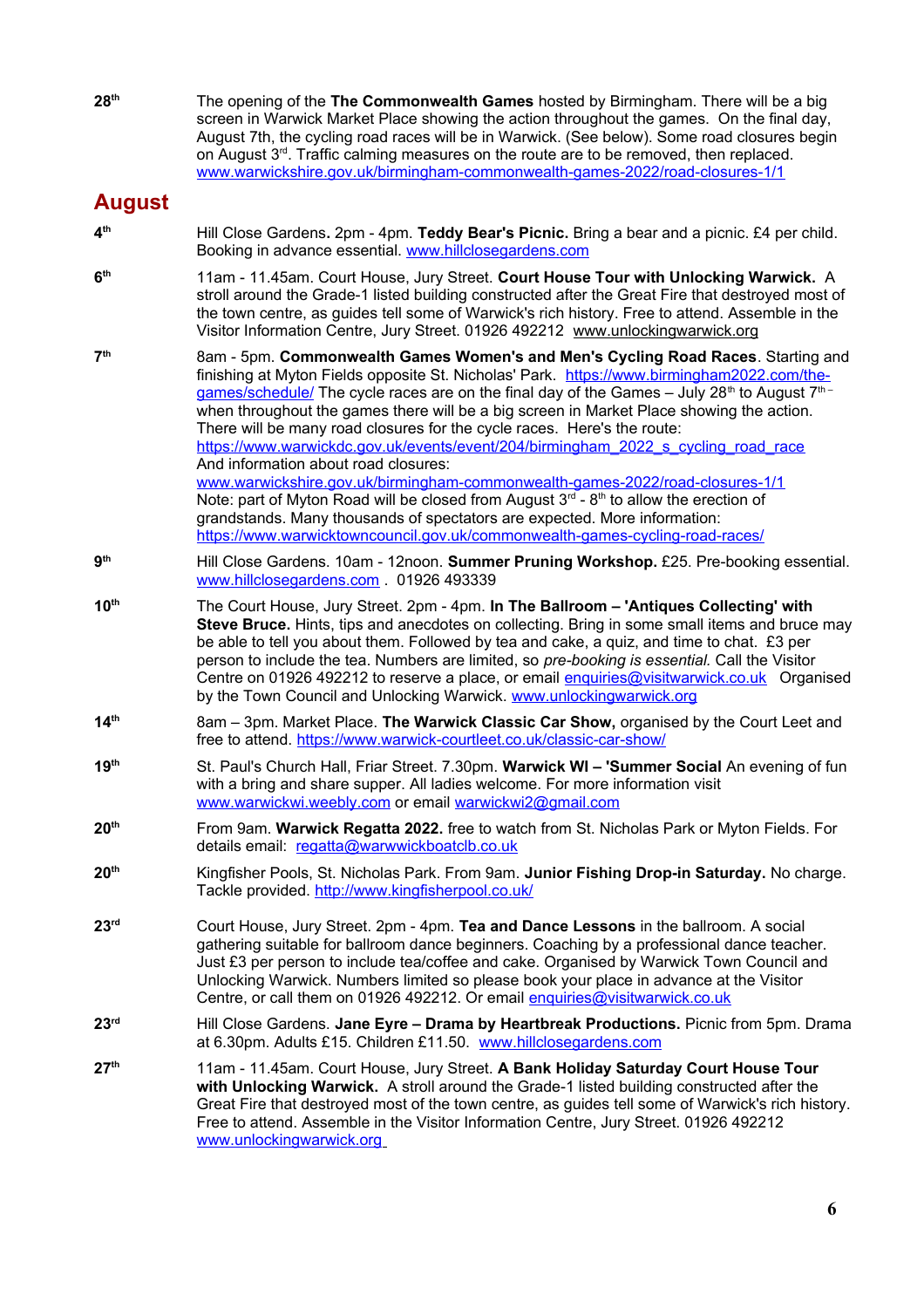**28th** The opening of the **The Commonwealth Games** hosted by Birmingham. There will be a big screen in Warwick Market Place showing the action throughout the games. On the final day, August 7th, the cycling road races will be in Warwick. (See below). Some road closures begin on August 3rd. Traffic calming measures on the route are to be removed, then replaced. www.warwickshire.gov.uk/birmingham-commonwealth-games-2022/road-closures-1/1

## August

**4th** Hill Close Gardens**.** 2pm - 4pm. **Teddy Bear's Picnic.** Bring a bear and a picnic. £4 per child. Booking in advance essential. www.hillclosegardens.com

**6th** 11am - 11.45am. Court House, Jury Street. **Court House Tour with Unlocking Warwick.** A stroll around the Grade-1 listed building constructed after the Great Fire that destroyed most of the town centre, as guides tell some of Warwick's rich history. Free to attend. Assemble in the Visitor Information Centre, Jury Street. 01926 492212 www.unlockingwarwick.org

**7th** 8am - 5pm. **Commonwealth Games Women's and Men's Cycling Road Races**. Starting and finishing at Myton Fields opposite St. Nicholas' Park. https://www.birmingham2022.com/the-games/schedule/ The cycle races are on the final day of the Games – July 28th to August 7th – when throughout the games there will be a big screen in Market Place showing the action. There will be many road closures for the cycle races. Here's the route: https://www.warwickdc.gov.uk/events/event/204/birmingham_2022_s_cycling_road_race And information about road closures: www.warwickshire.gov.uk/birmingham-commonwealth-games-2022/road-closures-1/1 Note: part of Myton Road will be closed from August 3rd - 8th to allow the erection of grandstands. Many thousands of spectators are expected. More information: https://www.warwicktowncouncil.gov.uk/commonwealth-games-cycling-road-races/

**9th** Hill Close Gardens. 10am - 12noon. **Summer Pruning Workshop.** £25. Pre-booking essential. www.hillclosegardens.com . 01926 493339

**10th** The Court House, Jury Street. 2pm - 4pm. **In The Ballroom – 'Antiques Collecting' with Steve Bruce.** Hints, tips and anecdotes on collecting. Bring in some small items and bruce may be able to tell you about them. Followed by tea and cake, a quiz, and time to chat. £3 per person to include the tea. Numbers are limited, so *pre-booking is essential.* Call the Visitor Centre on 01926 492212 to reserve a place, or email enquiries@visitwarwick.co.uk Organised by the Town Council and Unlocking Warwick. www.unlockingwarwick.org

**14th** 8am – 3pm. Market Place. **The Warwick Classic Car Show,** organised by the Court Leet and free to attend. https://www.warwick-courtleet.co.uk/classic-car-show/

**19th** St. Paul's Church Hall, Friar Street. 7.30pm. **Warwick WI – 'Summer Social** An evening of fun with a bring and share supper. All ladies welcome. For more information visit www.warwickwi.weebly.com or email warwickwi2@gmail.com

**20th** From 9am. **Warwick Regatta 2022.** free to watch from St. Nicholas Park or Myton Fields. For details email: regatta@warwwickboatclb.co.uk

**20th** Kingfisher Pools, St. Nicholas Park. From 9am. **Junior Fishing Drop-in Saturday.** No charge. Tackle provided. http://www.kingfisherpool.co.uk/

**23rd** Court House, Jury Street. 2pm - 4pm. **Tea and Dance Lessons** in the ballroom. A social gathering suitable for ballroom dance beginners. Coaching by a professional dance teacher. Just £3 per person to include tea/coffee and cake. Organised by Warwick Town Council and Unlocking Warwick. Numbers limited so please book your place in advance at the Visitor Centre, or call them on 01926 492212. Or email enquiries@visitwarwick.co.uk

**23rd** Hill Close Gardens. **Jane Eyre – Drama by Heartbreak Productions.** Picnic from 5pm. Drama at 6.30pm. Adults £15. Children £11.50. www.hillclosegardens.com

**27th** 11am - 11.45am. Court House, Jury Street. **A Bank Holiday Saturday Court House Tour with Unlocking Warwick.** A stroll around the Grade-1 listed building constructed after the Great Fire that destroyed most of the town centre, as guides tell some of Warwick's rich history. Free to attend. Assemble in the Visitor Information Centre, Jury Street. 01926 492212 www.unlockingwarwick.org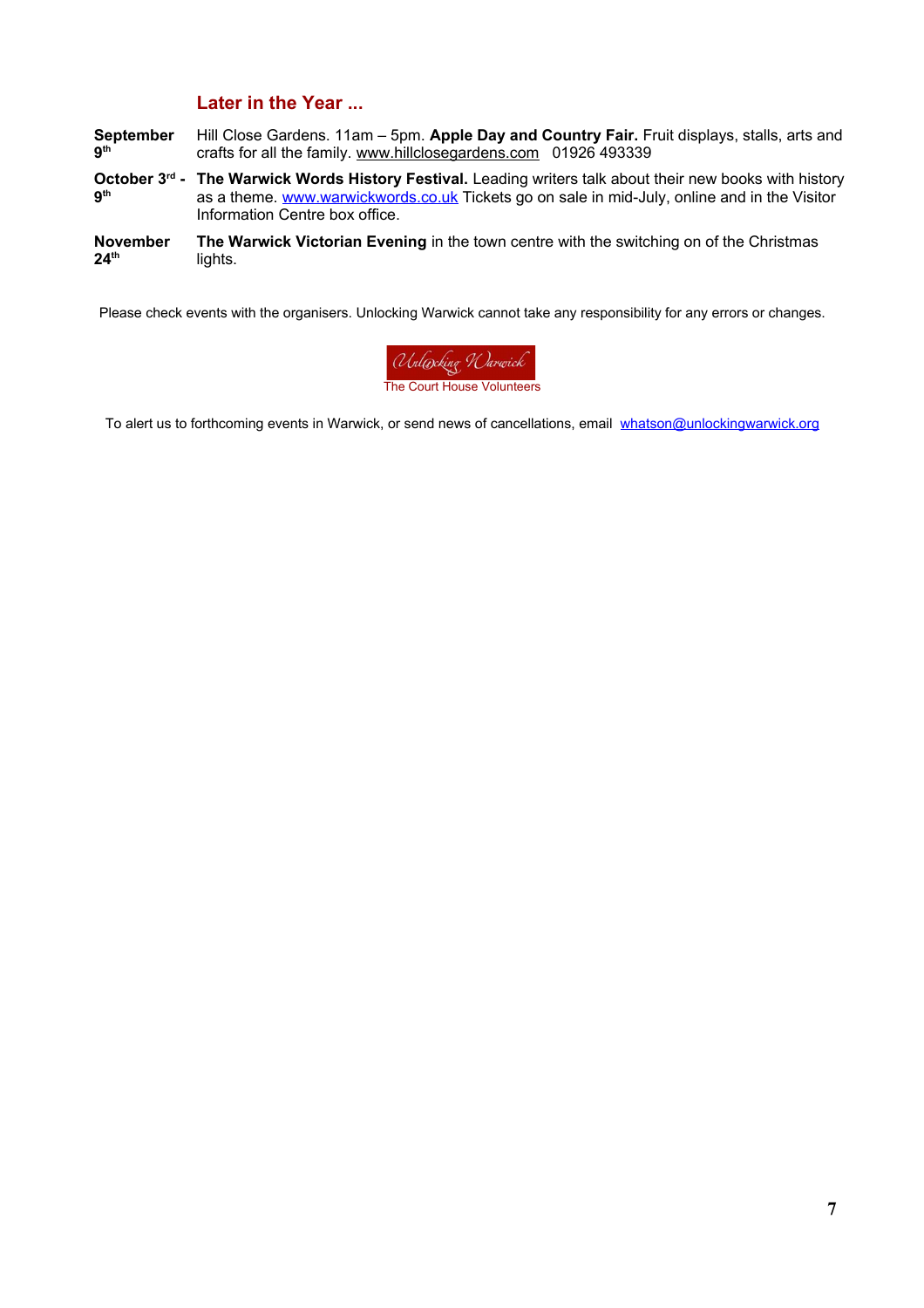## Later in the Year ...

| | |
|---|---|
| **September 9th** | Hill Close Gardens. 11am – 5pm. **Apple Day and Country Fair.** Fruit displays, stalls, arts and crafts for all the family. www.hillclosegardens.com 01926 493339 |
| **October 3rd - 9th** | **The Warwick Words History Festival.** Leading writers talk about their new books with history as a theme. www.warwickwords.co.uk Tickets go on sale in mid-July, online and in the Visitor Information Centre box office. |
| **November 24th** | **The Warwick Victorian Evening** in the town centre with the switching on of the Christmas lights. |

Please check events with the organisers. Unlocking Warwick cannot take any responsibility for any errors or changes.

Unlocking Warwick
The Court House Volunteers

To alert us to forthcoming events in Warwick, or send news of cancellations, email whatson@unlockingwarwick.org